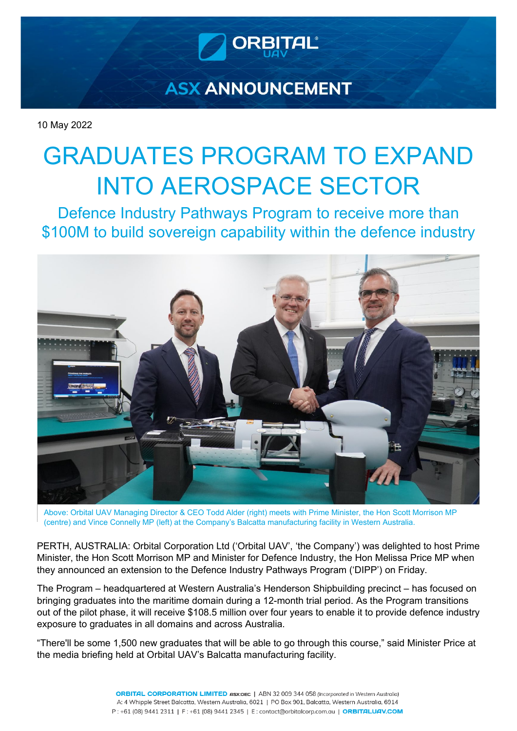ASX ANNOUNCEMENT

10 May 2022

# GRADUATES PROGRAM TO EXPAND INTO AEROSPACE SECTOR

## Defence Industry Pathways Program to receive more than $100M to build sovereign capability within the defence industry

Above: Orbital UAV Managing Director & CEO Todd Alder (right) meets with Prime Minister, the Hon Scott Morrison MP (centre) and Vince Connelly MP (left) at the Company's Balcatta manufacturing facility in Western Australia.

PERTH, AUSTRALIA: Orbital Corporation Ltd ('Orbital UAV', 'the Company') was delighted to host Prime Minister, the Hon Scott Morrison MP and Minister for Defence Industry, the Hon Melissa Price MP when they announced an extension to the Defence Industry Pathways Program ('DIPP') on Friday.

The Program – headquartered at Western Australia's Henderson Shipbuilding precinct – has focused on bringing graduates into the maritime domain during a 12-month trial period. As the Program transitions out of the pilot phase, it will receive $108.5 million over four years to enable it to provide defence industry exposure to graduates in all domains and across Australia.

"There'll be some 1,500 new graduates that will be able to go through this course," said Minister Price at the media briefing held at Orbital UAV's Balcatta manufacturing facility.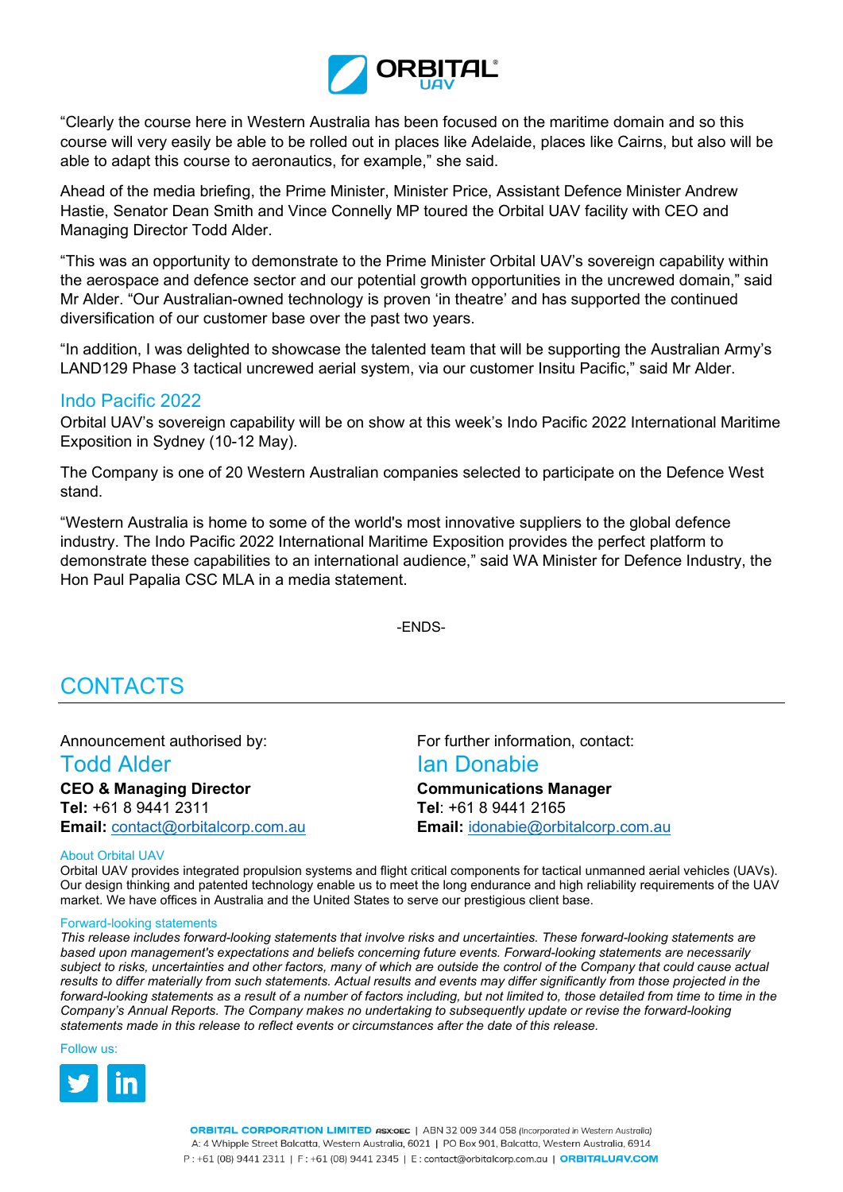“Clearly the course here in Western Australia has been focused on the maritime domain and so this course will very easily be able to be rolled out in places like Adelaide, places like Cairns, but also will be able to adapt this course to aeronautics, for example,” she said.

Ahead of the media briefing, the Prime Minister, Minister Price, Assistant Defence Minister Andrew Hastie, Senator Dean Smith and Vince Connelly MP toured the Orbital UAV facility with CEO and Managing Director Todd Alder.

“This was an opportunity to demonstrate to the Prime Minister Orbital UAV’s sovereign capability within the aerospace and defence sector and our potential growth opportunities in the uncrewed domain,” said Mr Alder. “Our Australian-owned technology is proven ‘in theatre’ and has supported the continued diversification of our customer base over the past two years.

“In addition, I was delighted to showcase the talented team that will be supporting the Australian Army’s LAND129 Phase 3 tactical uncrewed aerial system, via our customer Insitu Pacific,” said Mr Alder.

## Indo Pacific 2022

Orbital UAV’s sovereign capability will be on show at this week’s Indo Pacific 2022 International Maritime Exposition in Sydney (10-12 May).

The Company is one of 20 Western Australian companies selected to participate on the Defence West stand.

“Western Australia is home to some of the world's most innovative suppliers to the global defence industry. The Indo Pacific 2022 International Maritime Exposition provides the perfect platform to demonstrate these capabilities to an international audience,” said WA Minister for Defence Industry, the Hon Paul Papalia CSC MLA in a media statement.

-ENDS-

## CONTACTS

Announcement authorised by:

### Todd Alder

**CEO & Managing Director**
**Tel:** +61 8 9441 2311
**Email:** contact@orbitalcorp.com.au

For further information, contact:

### Ian Donabie

**Communications Manager**
**Tel**: +61 8 9441 2165
**Email:** idonabie@orbitalcorp.com.au

#### About Orbital UAV

Orbital UAV provides integrated propulsion systems and flight critical components for tactical unmanned aerial vehicles (UAVs). Our design thinking and patented technology enable us to meet the long endurance and high reliability requirements of the UAV market. We have offices in Australia and the United States to serve our prestigious client base.

#### Forward-looking statements

*This release includes forward-looking statements that involve risks and uncertainties. These forward-looking statements are based upon management's expectations and beliefs concerning future events. Forward-looking statements are necessarily subject to risks, uncertainties and other factors, many of which are outside the control of the Company that could cause actual results to differ materially from such statements. Actual results and events may differ significantly from those projected in the forward-looking statements as a result of a number of factors including, but not limited to, those detailed from time to time in the Company's Annual Reports. The Company makes no undertaking to subsequently update or revise the forward-looking statements made in this release to reflect events or circumstances after the date of this release.*

Follow us:

ORBITAL CORPORATION LIMITED ASX:OEC | ABN 32 009 344 058 (Incorporated in Western Australia)
A: 4 Whipple Street Balcatta, Western Australia, 6021 | PO Box 901, Balcatta, Western Australia, 6914
P: +61 (08) 9441 2311 | F: +61 (08) 9441 2345 | E: contact@orbitalcorp.com.au | ORBITALUAV.COM